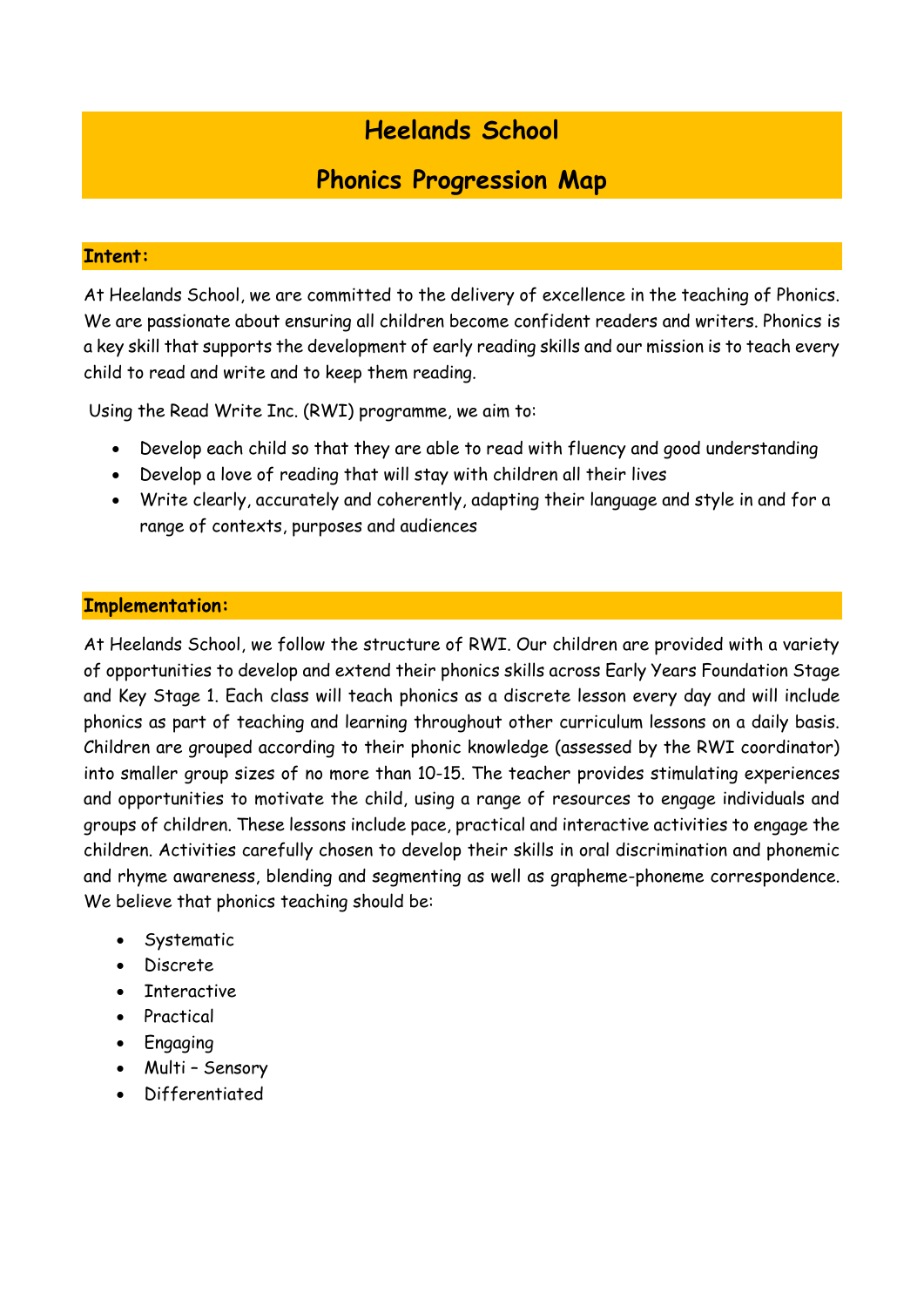# Heelands School

## Phonics Progression Map

### Intent:

At Heelands School, we are committed to the delivery of excellence in the teaching of Phonics. We are passionate about ensuring all children become confident readers and writers. Phonics is a key skill that supports the development of early reading skills and our mission is to teach every child to read and write and to keep them reading.

Using the Read Write Inc. (RWI) programme, we aim to:

- Develop each child so that they are able to read with fluency and good understanding
- Develop a love of reading that will stay with children all their lives
- Write clearly, accurately and coherently, adapting their language and style in and for a range of contexts, purposes and audiences

### Implementation:

At Heelands School, we follow the structure of RWI. Our children are provided with a variety of opportunities to develop and extend their phonics skills across Early Years Foundation Stage and Key Stage 1. Each class will teach phonics as a discrete lesson every day and will include phonics as part of teaching and learning throughout other curriculum lessons on a daily basis. Children are grouped according to their phonic knowledge (assessed by the RWI coordinator) into smaller group sizes of no more than 10-15. The teacher provides stimulating experiences and opportunities to motivate the child, using a range of resources to engage individuals and groups of children. These lessons include pace, practical and interactive activities to engage the children. Activities carefully chosen to develop their skills in oral discrimination and phonemic and rhyme awareness, blending and segmenting as well as grapheme-phoneme correspondence. We believe that phonics teaching should be:

- Systematic
- Discrete
- Interactive
- Practical
- Engaging
- Multi – Sensory
- Differentiated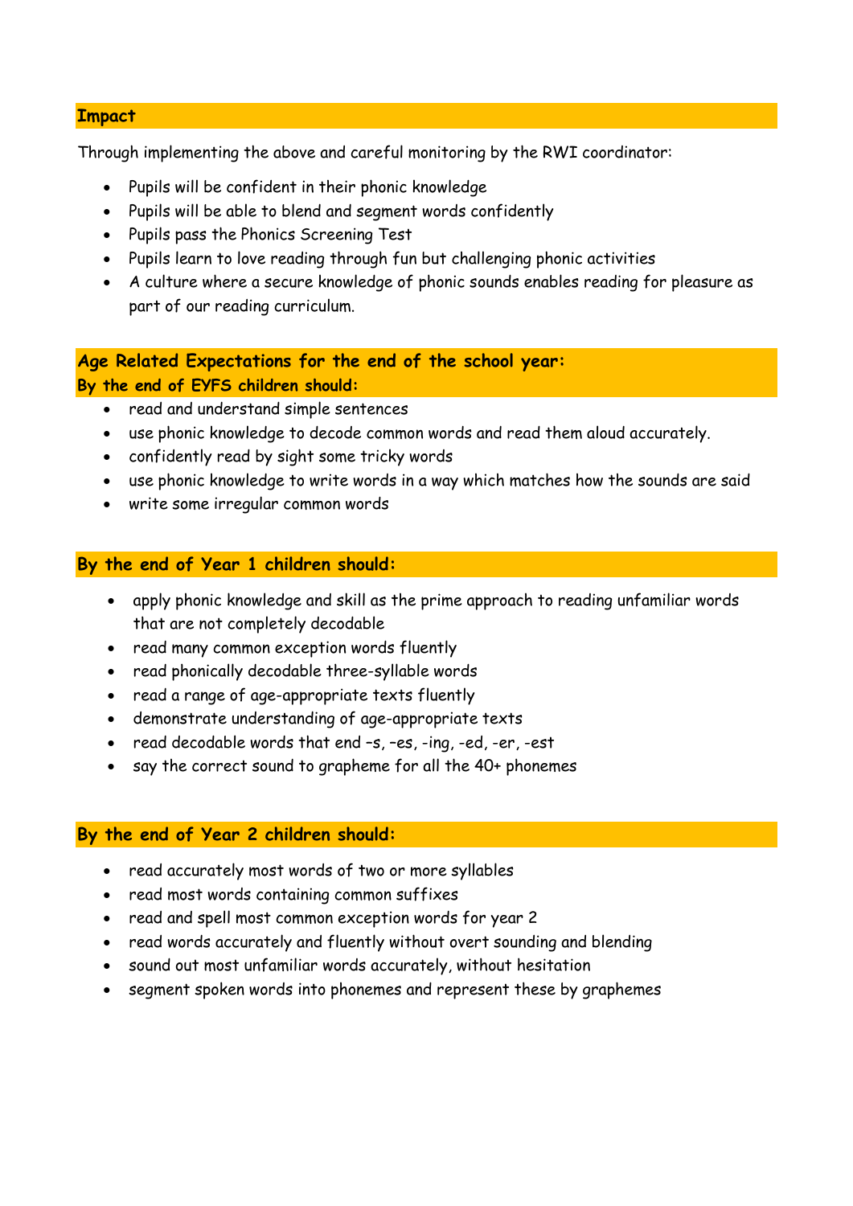## Impact

Through implementing the above and careful monitoring by the RWI coordinator:

- Pupils will be confident in their phonic knowledge
- Pupils will be able to blend and segment words confidently
- Pupils pass the Phonics Screening Test
- Pupils learn to love reading through fun but challenging phonic activities
- A culture where a secure knowledge of phonic sounds enables reading for pleasure as part of our reading curriculum.

## Age Related Expectations for the end of the school year:

### By the end of EYFS children should:

- read and understand simple sentences
- use phonic knowledge to decode common words and read them aloud accurately.
- confidently read by sight some tricky words
- use phonic knowledge to write words in a way which matches how the sounds are said
- write some irregular common words

### By the end of Year 1 children should:

- apply phonic knowledge and skill as the prime approach to reading unfamiliar words that are not completely decodable
- read many common exception words fluently
- read phonically decodable three-syllable words
- read a range of age-appropriate texts fluently
- demonstrate understanding of age-appropriate texts
- read decodable words that end –s, –es, -ing, -ed, -er, -est
- say the correct sound to grapheme for all the 40+ phonemes

### By the end of Year 2 children should:

- read accurately most words of two or more syllables
- read most words containing common suffixes
- read and spell most common exception words for year 2
- read words accurately and fluently without overt sounding and blending
- sound out most unfamiliar words accurately, without hesitation
- segment spoken words into phonemes and represent these by graphemes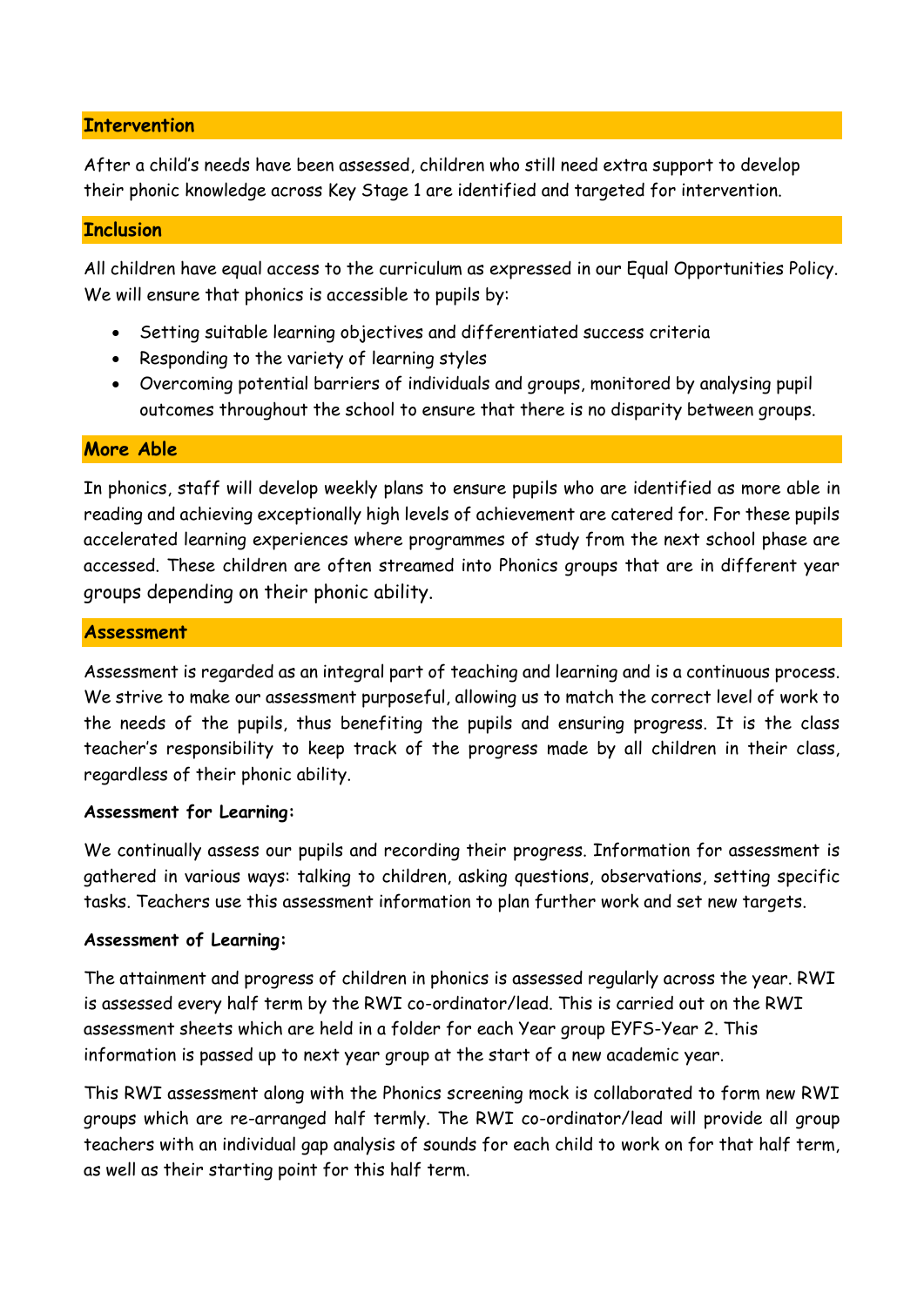## Intervention

After a child's needs have been assessed, children who still need extra support to develop their phonic knowledge across Key Stage 1 are identified and targeted for intervention.

## Inclusion

All children have equal access to the curriculum as expressed in our Equal Opportunities Policy. We will ensure that phonics is accessible to pupils by:

- Setting suitable learning objectives and differentiated success criteria
- Responding to the variety of learning styles
- Overcoming potential barriers of individuals and groups, monitored by analysing pupil outcomes throughout the school to ensure that there is no disparity between groups.

## More Able

In phonics, staff will develop weekly plans to ensure pupils who are identified as more able in reading and achieving exceptionally high levels of achievement are catered for. For these pupils accelerated learning experiences where programmes of study from the next school phase are accessed. These children are often streamed into Phonics groups that are in different year groups depending on their phonic ability.

## Assessment

Assessment is regarded as an integral part of teaching and learning and is a continuous process. We strive to make our assessment purposeful, allowing us to match the correct level of work to the needs of the pupils, thus benefiting the pupils and ensuring progress. It is the class teacher's responsibility to keep track of the progress made by all children in their class, regardless of their phonic ability.

**Assessment for Learning:**

We continually assess our pupils and recording their progress. Information for assessment is gathered in various ways: talking to children, asking questions, observations, setting specific tasks. Teachers use this assessment information to plan further work and set new targets.

**Assessment of Learning:**

The attainment and progress of children in phonics is assessed regularly across the year. RWI is assessed every half term by the RWI co-ordinator/lead. This is carried out on the RWI assessment sheets which are held in a folder for each Year group EYFS-Year 2. This information is passed up to next year group at the start of a new academic year.

This RWI assessment along with the Phonics screening mock is collaborated to form new RWI groups which are re-arranged half termly. The RWI co-ordinator/lead will provide all group teachers with an individual gap analysis of sounds for each child to work on for that half term, as well as their starting point for this half term.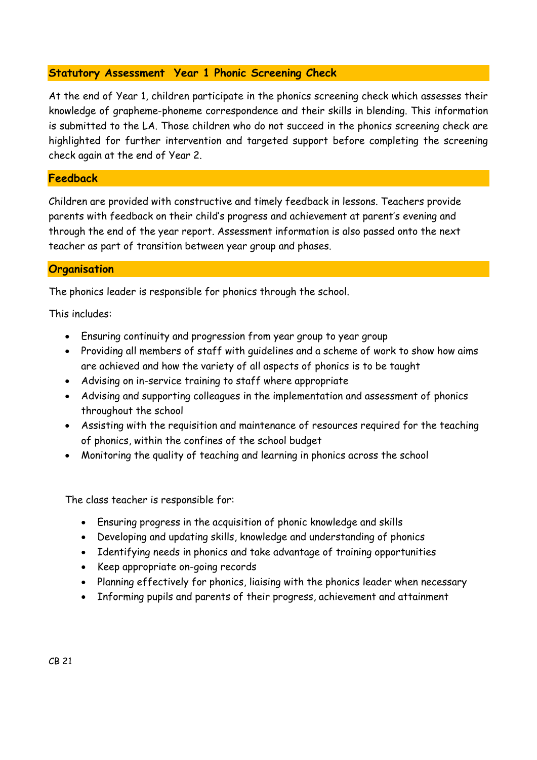## Statutory Assessment  Year 1 Phonic Screening Check

At the end of Year 1, children participate in the phonics screening check which assesses their knowledge of grapheme-phoneme correspondence and their skills in blending. This information is submitted to the LA. Those children who do not succeed in the phonics screening check are highlighted for further intervention and targeted support before completing the screening check again at the end of Year 2.

## Feedback

Children are provided with constructive and timely feedback in lessons. Teachers provide parents with feedback on their child's progress and achievement at parent's evening and through the end of the year report. Assessment information is also passed onto the next teacher as part of transition between year group and phases.

## Organisation

The phonics leader is responsible for phonics through the school.

This includes:

- Ensuring continuity and progression from year group to year group
- Providing all members of staff with guidelines and a scheme of work to show how aims are achieved and how the variety of all aspects of phonics is to be taught
- Advising on in-service training to staff where appropriate
- Advising and supporting colleagues in the implementation and assessment of phonics throughout the school
- Assisting with the requisition and maintenance of resources required for the teaching of phonics, within the confines of the school budget
- Monitoring the quality of teaching and learning in phonics across the school

The class teacher is responsible for:

- Ensuring progress in the acquisition of phonic knowledge and skills
- Developing and updating skills, knowledge and understanding of phonics
- Identifying needs in phonics and take advantage of training opportunities
- Keep appropriate on-going records
- Planning effectively for phonics, liaising with the phonics leader when necessary
- Informing pupils and parents of their progress, achievement and attainment

CB 21